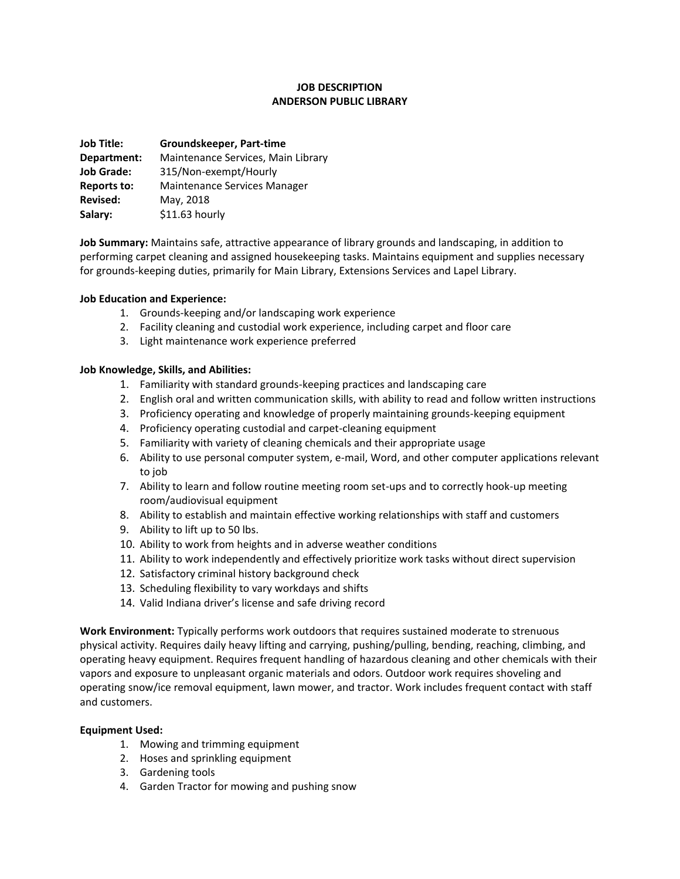# JOB DESCRIPTION
# ANDERSON PUBLIC LIBRARY

**Job Title:** **Groundskeeper, Part-time**
**Department:** Maintenance Services, Main Library
**Job Grade:** 315/Non-exempt/Hourly
**Reports to:** Maintenance Services Manager
**Revised:** May, 2018
**Salary:** $11.63 hourly

**Job Summary:** Maintains safe, attractive appearance of library grounds and landscaping, in addition to performing carpet cleaning and assigned housekeeping tasks. Maintains equipment and supplies necessary for grounds-keeping duties, primarily for Main Library, Extensions Services and Lapel Library.

**Job Education and Experience:**

1. Grounds-keeping and/or landscaping work experience
2. Facility cleaning and custodial work experience, including carpet and floor care
3. Light maintenance work experience preferred

**Job Knowledge, Skills, and Abilities:**

1. Familiarity with standard grounds-keeping practices and landscaping care
2. English oral and written communication skills, with ability to read and follow written instructions
3. Proficiency operating and knowledge of properly maintaining grounds-keeping equipment
4. Proficiency operating custodial and carpet-cleaning equipment
5. Familiarity with variety of cleaning chemicals and their appropriate usage
6. Ability to use personal computer system, e-mail, Word, and other computer applications relevant to job
7. Ability to learn and follow routine meeting room set-ups and to correctly hook-up meeting room/audiovisual equipment
8. Ability to establish and maintain effective working relationships with staff and customers
9. Ability to lift up to 50 lbs.
10. Ability to work from heights and in adverse weather conditions
11. Ability to work independently and effectively prioritize work tasks without direct supervision
12. Satisfactory criminal history background check
13. Scheduling flexibility to vary workdays and shifts
14. Valid Indiana driver's license and safe driving record

**Work Environment:** Typically performs work outdoors that requires sustained moderate to strenuous physical activity. Requires daily heavy lifting and carrying, pushing/pulling, bending, reaching, climbing, and operating heavy equipment. Requires frequent handling of hazardous cleaning and other chemicals with their vapors and exposure to unpleasant organic materials and odors. Outdoor work requires shoveling and operating snow/ice removal equipment, lawn mower, and tractor. Work includes frequent contact with staff and customers.

**Equipment Used:**

1. Mowing and trimming equipment
2. Hoses and sprinkling equipment
3. Gardening tools
4. Garden Tractor for mowing and pushing snow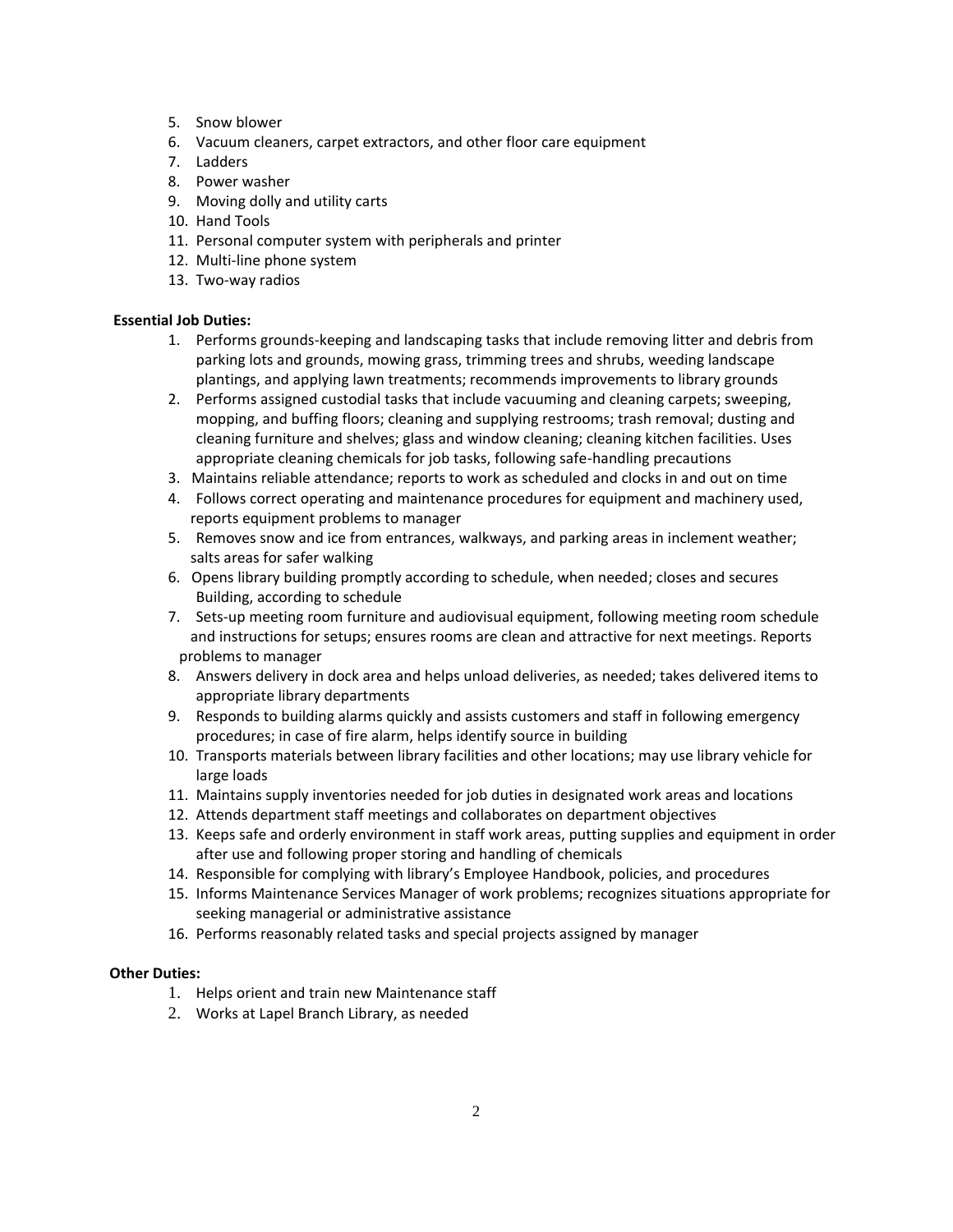5. Snow blower
6. Vacuum cleaners, carpet extractors, and other floor care equipment
7. Ladders
8. Power washer
9. Moving dolly and utility carts
10. Hand Tools
11. Personal computer system with peripherals and printer
12. Multi-line phone system
13. Two-way radios

**Essential Job Duties:**

1. Performs grounds-keeping and landscaping tasks that include removing litter and debris from parking lots and grounds, mowing grass, trimming trees and shrubs, weeding landscape plantings, and applying lawn treatments; recommends improvements to library grounds
2. Performs assigned custodial tasks that include vacuuming and cleaning carpets; sweeping, mopping, and buffing floors; cleaning and supplying restrooms; trash removal; dusting and cleaning furniture and shelves; glass and window cleaning; cleaning kitchen facilities. Uses appropriate cleaning chemicals for job tasks, following safe-handling precautions
3. Maintains reliable attendance; reports to work as scheduled and clocks in and out on time
4. Follows correct operating and maintenance procedures for equipment and machinery used, reports equipment problems to manager
5. Removes snow and ice from entrances, walkways, and parking areas in inclement weather; salts areas for safer walking
6. Opens library building promptly according to schedule, when needed; closes and secures Building, according to schedule
7. Sets-up meeting room furniture and audiovisual equipment, following meeting room schedule and instructions for setups; ensures rooms are clean and attractive for next meetings. Reports problems to manager
8. Answers delivery in dock area and helps unload deliveries, as needed; takes delivered items to appropriate library departments
9. Responds to building alarms quickly and assists customers and staff in following emergency procedures; in case of fire alarm, helps identify source in building
10. Transports materials between library facilities and other locations; may use library vehicle for large loads
11. Maintains supply inventories needed for job duties in designated work areas and locations
12. Attends department staff meetings and collaborates on department objectives
13. Keeps safe and orderly environment in staff work areas, putting supplies and equipment in order after use and following proper storing and handling of chemicals
14. Responsible for complying with library's Employee Handbook, policies, and procedures
15. Informs Maintenance Services Manager of work problems; recognizes situations appropriate for seeking managerial or administrative assistance
16. Performs reasonably related tasks and special projects assigned by manager

**Other Duties:**

1. Helps orient and train new Maintenance staff
2. Works at Lapel Branch Library, as needed